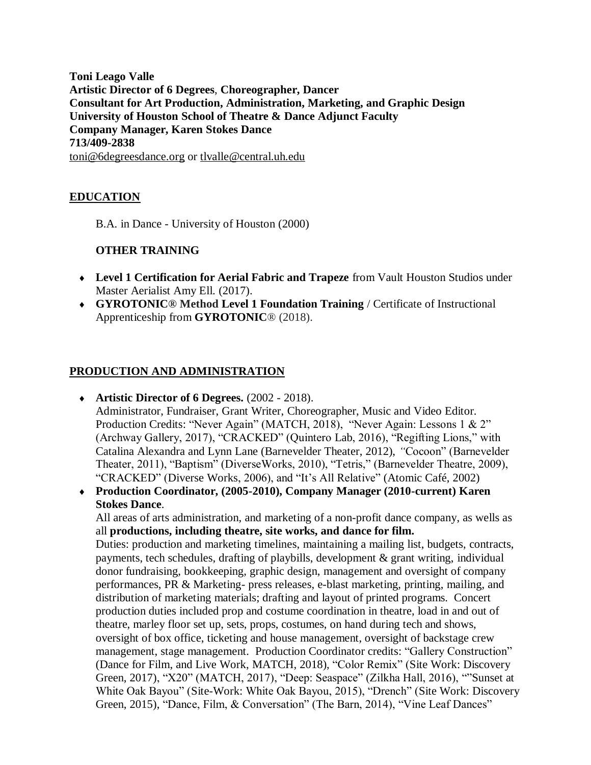**Toni Leago Valle**
**Artistic Director of 6 Degrees**, **Choreographer, Dancer**
**Consultant for Art Production, Administration, Marketing, and Graphic Design**
**University of Houston School of Theatre & Dance Adjunct Faculty**
**Company Manager, Karen Stokes Dance**
**713/409-2838**
toni@6degreesdance.org or tlvalle@central.uh.edu

## EDUCATION

B.A. in Dance - University of Houston (2000)

### OTHER TRAINING

- **Level 1 Certification for Aerial Fabric and Trapeze** from Vault Houston Studios under Master Aerialist Amy Ell. (2017).
- **GYROTONIC® Method Level 1 Foundation Training** / Certificate of Instructional Apprenticeship from **GYROTONIC**® (2018).

## PRODUCTION AND ADMINISTRATION

- **Artistic Director of 6 Degrees.** (2002 - 2018).
  Administrator, Fundraiser, Grant Writer, Choreographer, Music and Video Editor. Production Credits: "Never Again" (MATCH, 2018), "Never Again: Lessons 1 & 2" (Archway Gallery, 2017), "CRACKED" (Quintero Lab, 2016), "Regifting Lions," with Catalina Alexandra and Lynn Lane (Barnevelder Theater, 2012), *"*Cocoon" (Barnevelder Theater, 2011), "Baptism" (DiverseWorks, 2010), "Tetris," (Barnevelder Theatre, 2009), "CRACKED" (Diverse Works, 2006), and "It's All Relative" (Atomic Café, 2002)
- **Production Coordinator, (2005-2010), Company Manager (2010-current) Karen Stokes Dance**.
  All areas of arts administration, and marketing of a non-profit dance company, as wells as all **productions, including theatre, site works, and dance for film.**
  Duties: production and marketing timelines, maintaining a mailing list, budgets, contracts, payments, tech schedules, drafting of playbills, development & grant writing, individual donor fundraising, bookkeeping, graphic design, management and oversight of company performances, PR & Marketing- press releases, e-blast marketing, printing, mailing, and distribution of marketing materials; drafting and layout of printed programs. Concert production duties included prop and costume coordination in theatre, load in and out of theatre, marley floor set up, sets, props, costumes, on hand during tech and shows, oversight of box office, ticketing and house management, oversight of backstage crew management, stage management. Production Coordinator credits: "Gallery Construction" (Dance for Film, and Live Work, MATCH, 2018), "Color Remix" (Site Work: Discovery Green, 2017), "X20" (MATCH, 2017), "Deep: Seaspace" (Zilkha Hall, 2016), ""Sunset at White Oak Bayou" (Site-Work: White Oak Bayou, 2015), "Drench" (Site Work: Discovery Green, 2015), "Dance, Film, & Conversation" (The Barn, 2014), "Vine Leaf Dances"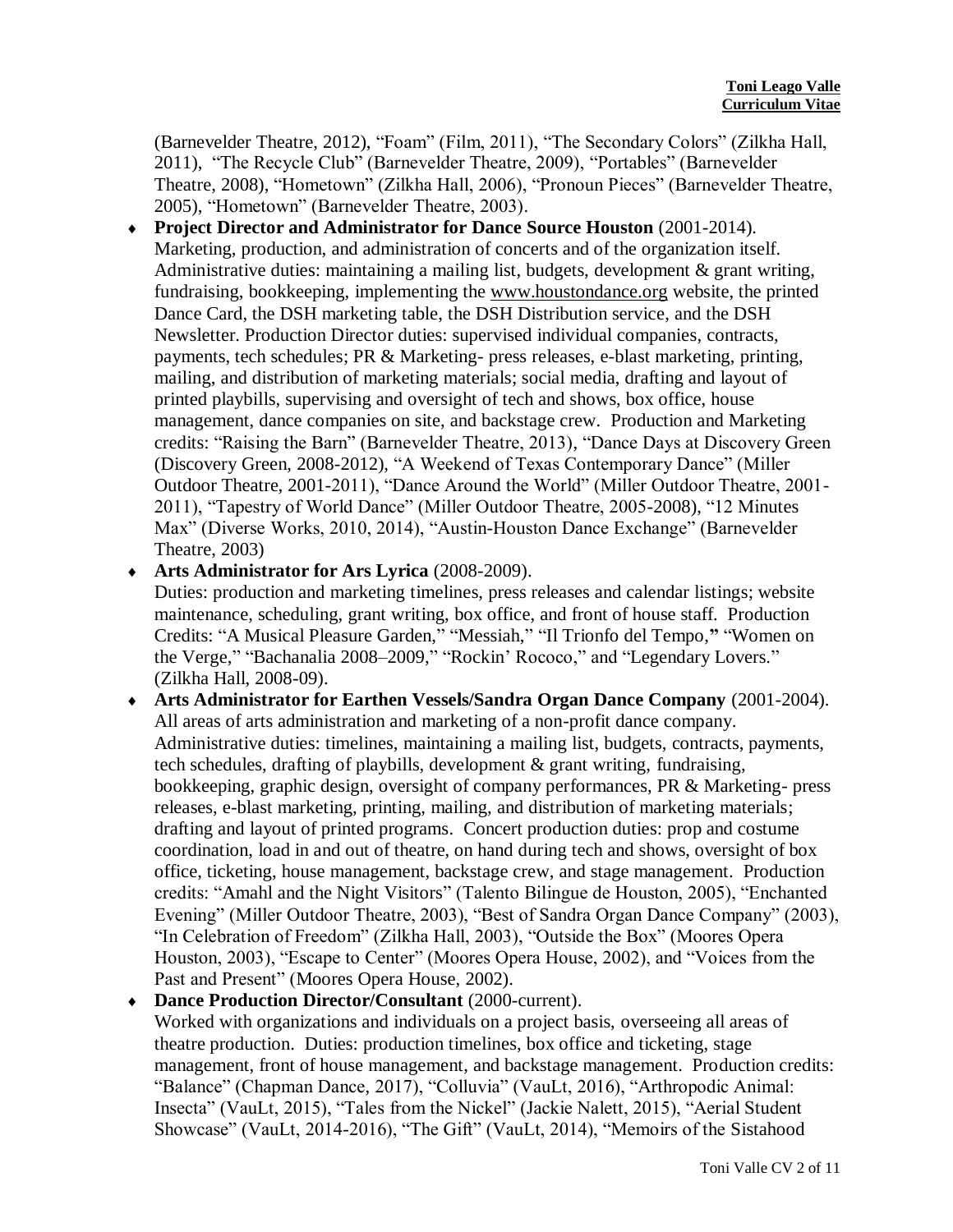(Barnevelder Theatre, 2012), "Foam" (Film, 2011), "The Secondary Colors" (Zilkha Hall, 2011), "The Recycle Club" (Barnevelder Theatre, 2009), "Portables" (Barnevelder Theatre, 2008), "Hometown" (Zilkha Hall, 2006), "Pronoun Pieces" (Barnevelder Theatre, 2005), "Hometown" (Barnevelder Theatre, 2003).

- **Project Director and Administrator for Dance Source Houston** (2001-2014). Marketing, production, and administration of concerts and of the organization itself. Administrative duties: maintaining a mailing list, budgets, development & grant writing, fundraising, bookkeeping, implementing the www.houstondance.org website, the printed Dance Card, the DSH marketing table, the DSH Distribution service, and the DSH Newsletter. Production Director duties: supervised individual companies, contracts, payments, tech schedules; PR & Marketing- press releases, e-blast marketing, printing, mailing, and distribution of marketing materials; social media, drafting and layout of printed playbills, supervising and oversight of tech and shows, box office, house management, dance companies on site, and backstage crew. Production and Marketing credits: "Raising the Barn" (Barnevelder Theatre, 2013), "Dance Days at Discovery Green (Discovery Green, 2008-2012), "A Weekend of Texas Contemporary Dance" (Miller Outdoor Theatre, 2001-2011), "Dance Around the World" (Miller Outdoor Theatre, 2001-2011), "Tapestry of World Dance" (Miller Outdoor Theatre, 2005-2008), "12 Minutes Max" (Diverse Works, 2010, 2014), "Austin-Houston Dance Exchange" (Barnevelder Theatre, 2003)
- **Arts Administrator for Ars Lyrica** (2008-2009). Duties: production and marketing timelines, press releases and calendar listings; website maintenance, scheduling, grant writing, box office, and front of house staff. Production Credits: "A Musical Pleasure Garden," "Messiah," "Il Trionfo del Tempo," "Women on the Verge," "Bachanalia 2008–2009," "Rockin' Rococo," and "Legendary Lovers." (Zilkha Hall, 2008-09).
- **Arts Administrator for Earthen Vessels/Sandra Organ Dance Company** (2001-2004). All areas of arts administration and marketing of a non-profit dance company. Administrative duties: timelines, maintaining a mailing list, budgets, contracts, payments, tech schedules, drafting of playbills, development & grant writing, fundraising, bookkeeping, graphic design, oversight of company performances, PR & Marketing- press releases, e-blast marketing, printing, mailing, and distribution of marketing materials; drafting and layout of printed programs. Concert production duties: prop and costume coordination, load in and out of theatre, on hand during tech and shows, oversight of box office, ticketing, house management, backstage crew, and stage management. Production credits: "Amahl and the Night Visitors" (Talento Bilingue de Houston, 2005), "Enchanted Evening" (Miller Outdoor Theatre, 2003), "Best of Sandra Organ Dance Company" (2003), "In Celebration of Freedom" (Zilkha Hall, 2003), "Outside the Box" (Moores Opera Houston, 2003), "Escape to Center" (Moores Opera House, 2002), and "Voices from the Past and Present" (Moores Opera House, 2002).
- **Dance Production Director/Consultant** (2000-current). Worked with organizations and individuals on a project basis, overseeing all areas of theatre production. Duties: production timelines, box office and ticketing, stage management, front of house management, and backstage management. Production credits: "Balance" (Chapman Dance, 2017), "Colluvia" (VauLt, 2016), "Arthropodic Animal: Insecta" (VauLt, 2015), "Tales from the Nickel" (Jackie Nalett, 2015), "Aerial Student Showcase" (VauLt, 2014-2016), "The Gift" (VauLt, 2014), "Memoirs of the Sistahood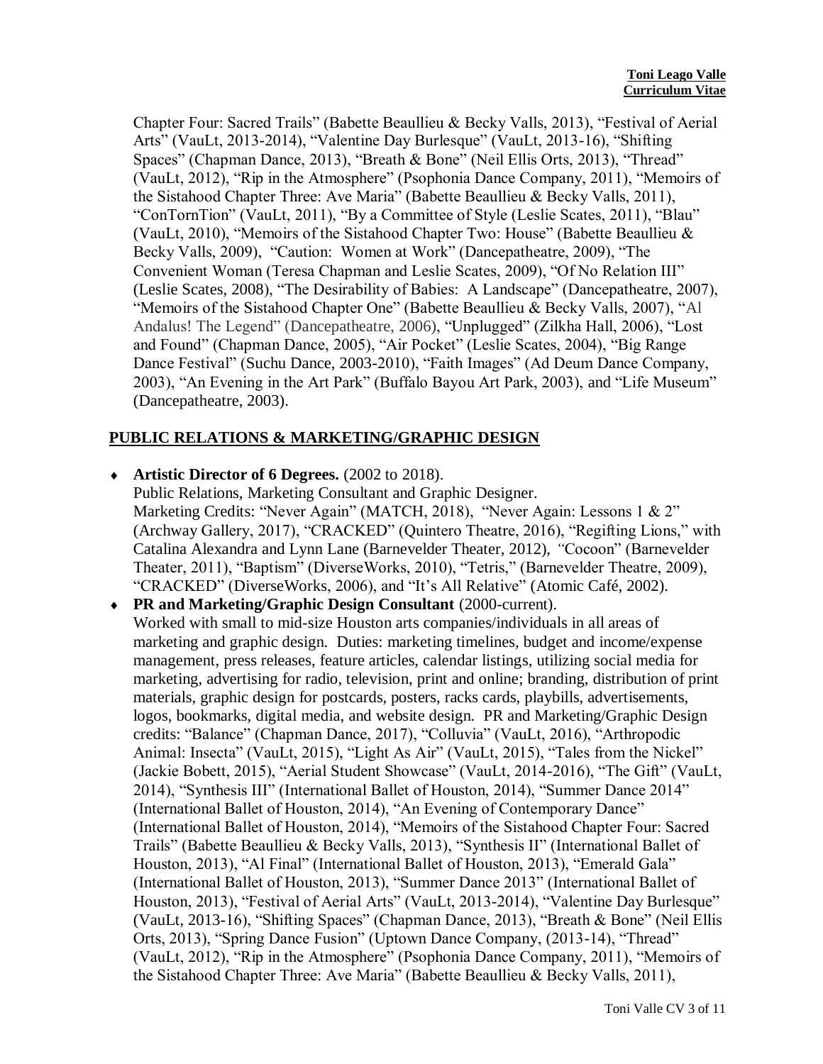Chapter Four: Sacred Trails" (Babette Beaullieu & Becky Valls, 2013), "Festival of Aerial Arts" (VauLt, 2013-2014), "Valentine Day Burlesque" (VauLt, 2013-16), "Shifting Spaces" (Chapman Dance, 2013), "Breath & Bone" (Neil Ellis Orts, 2013), "Thread" (VauLt, 2012), "Rip in the Atmosphere" (Psophonia Dance Company, 2011), "Memoirs of the Sistahood Chapter Three: Ave Maria" (Babette Beaullieu & Becky Valls, 2011), "ConTornTion" (VauLt, 2011), "By a Committee of Style (Leslie Scates, 2011), "Blau" (VauLt, 2010), "Memoirs of the Sistahood Chapter Two: House" (Babette Beaullieu & Becky Valls, 2009), "Caution: Women at Work" (Dancepatheatre, 2009), "The Convenient Woman (Teresa Chapman and Leslie Scates, 2009), "Of No Relation III" (Leslie Scates, 2008), "The Desirability of Babies: A Landscape" (Dancepatheatre, 2007), "Memoirs of the Sistahood Chapter One" (Babette Beaullieu & Becky Valls, 2007), "Al Andalus! The Legend" (Dancepatheatre, 2006), "Unplugged" (Zilkha Hall, 2006), "Lost and Found" (Chapman Dance, 2005), "Air Pocket" (Leslie Scates, 2004), "Big Range Dance Festival" (Suchu Dance, 2003-2010), "Faith Images" (Ad Deum Dance Company, 2003), "An Evening in the Art Park" (Buffalo Bayou Art Park, 2003), and "Life Museum" (Dancepatheatre, 2003).

## PUBLIC RELATIONS & MARKETING/GRAPHIC DESIGN

- **Artistic Director of 6 Degrees.** (2002 to 2018).
  Public Relations, Marketing Consultant and Graphic Designer.
  Marketing Credits: "Never Again" (MATCH, 2018), "Never Again: Lessons 1 & 2" (Archway Gallery, 2017), "CRACKED" (Quintero Theatre, 2016), "Regifting Lions," with Catalina Alexandra and Lynn Lane (Barnevelder Theater, 2012), "Cocoon" (Barnevelder Theater, 2011), "Baptism" (DiverseWorks, 2010), "Tetris," (Barnevelder Theatre, 2009), "CRACKED" (DiverseWorks, 2006), and "It's All Relative" (Atomic Café, 2002).
- **PR and Marketing/Graphic Design Consultant** (2000-current).
  Worked with small to mid-size Houston arts companies/individuals in all areas of marketing and graphic design. Duties: marketing timelines, budget and income/expense management, press releases, feature articles, calendar listings, utilizing social media for marketing, advertising for radio, television, print and online; branding, distribution of print materials, graphic design for postcards, posters, racks cards, playbills, advertisements, logos, bookmarks, digital media, and website design. PR and Marketing/Graphic Design credits: "Balance" (Chapman Dance, 2017), "Colluvia" (VauLt, 2016), "Arthropodic Animal: Insecta" (VauLt, 2015), "Light As Air" (VauLt, 2015), "Tales from the Nickel" (Jackie Bobett, 2015), "Aerial Student Showcase" (VauLt, 2014-2016), "The Gift" (VauLt, 2014), "Synthesis III" (International Ballet of Houston, 2014), "Summer Dance 2014" (International Ballet of Houston, 2014), "An Evening of Contemporary Dance" (International Ballet of Houston, 2014), "Memoirs of the Sistahood Chapter Four: Sacred Trails" (Babette Beaullieu & Becky Valls, 2013), "Synthesis II" (International Ballet of Houston, 2013), "Al Final" (International Ballet of Houston, 2013), "Emerald Gala" (International Ballet of Houston, 2013), "Summer Dance 2013" (International Ballet of Houston, 2013), "Festival of Aerial Arts" (VauLt, 2013-2014), "Valentine Day Burlesque" (VauLt, 2013-16), "Shifting Spaces" (Chapman Dance, 2013), "Breath & Bone" (Neil Ellis Orts, 2013), "Spring Dance Fusion" (Uptown Dance Company, (2013-14), "Thread" (VauLt, 2012), "Rip in the Atmosphere" (Psophonia Dance Company, 2011), "Memoirs of the Sistahood Chapter Three: Ave Maria" (Babette Beaullieu & Becky Valls, 2011),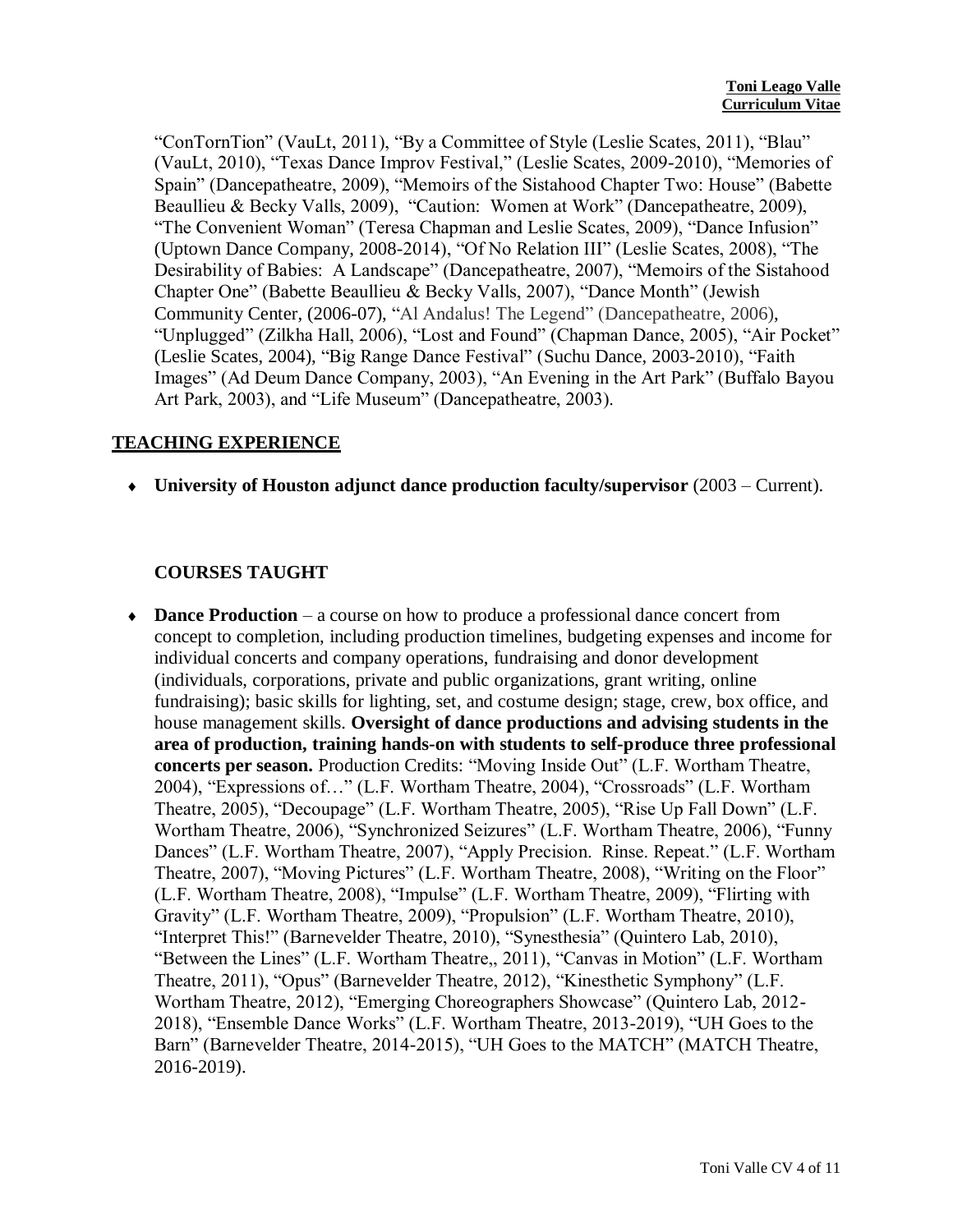"ConTornTion" (VauLt, 2011), "By a Committee of Style (Leslie Scates, 2011), "Blau" (VauLt, 2010), "Texas Dance Improv Festival," (Leslie Scates, 2009-2010), "Memories of Spain" (Dancepatheatre, 2009), "Memoirs of the Sistahood Chapter Two: House" (Babette Beaullieu & Becky Valls, 2009), "Caution: Women at Work" (Dancepatheatre, 2009), "The Convenient Woman" (Teresa Chapman and Leslie Scates, 2009), "Dance Infusion" (Uptown Dance Company, 2008-2014), "Of No Relation III" (Leslie Scates, 2008), "The Desirability of Babies: A Landscape" (Dancepatheatre, 2007), "Memoirs of the Sistahood Chapter One" (Babette Beaullieu & Becky Valls, 2007), "Dance Month" (Jewish Community Center, (2006-07), "Al Andalus! The Legend" (Dancepatheatre, 2006), "Unplugged" (Zilkha Hall, 2006), "Lost and Found" (Chapman Dance, 2005), "Air Pocket" (Leslie Scates, 2004), "Big Range Dance Festival" (Suchu Dance, 2003-2010), "Faith Images" (Ad Deum Dance Company, 2003), "An Evening in the Art Park" (Buffalo Bayou Art Park, 2003), and "Life Museum" (Dancepatheatre, 2003).

## TEACHING EXPERIENCE

- **University of Houston adjunct dance production faculty/supervisor** (2003 – Current).

### COURSES TAUGHT

- **Dance Production** – a course on how to produce a professional dance concert from concept to completion, including production timelines, budgeting expenses and income for individual concerts and company operations, fundraising and donor development (individuals, corporations, private and public organizations, grant writing, online fundraising); basic skills for lighting, set, and costume design; stage, crew, box office, and house management skills. **Oversight of dance productions and advising students in the area of production, training hands-on with students to self-produce three professional concerts per season.** Production Credits: "Moving Inside Out" (L.F. Wortham Theatre, 2004), "Expressions of…" (L.F. Wortham Theatre, 2004), "Crossroads" (L.F. Wortham Theatre, 2005), "Decoupage" (L.F. Wortham Theatre, 2005), "Rise Up Fall Down" (L.F. Wortham Theatre, 2006), "Synchronized Seizures" (L.F. Wortham Theatre, 2006), "Funny Dances" (L.F. Wortham Theatre, 2007), "Apply Precision. Rinse. Repeat." (L.F. Wortham Theatre, 2007), "Moving Pictures" (L.F. Wortham Theatre, 2008), "Writing on the Floor" (L.F. Wortham Theatre, 2008), "Impulse" (L.F. Wortham Theatre, 2009), "Flirting with Gravity" (L.F. Wortham Theatre, 2009), "Propulsion" (L.F. Wortham Theatre, 2010), "Interpret This!" (Barnevelder Theatre, 2010), "Synesthesia" (Quintero Lab, 2010), "Between the Lines" (L.F. Wortham Theatre,, 2011), "Canvas in Motion" (L.F. Wortham Theatre, 2011), "Opus" (Barnevelder Theatre, 2012), "Kinesthetic Symphony" (L.F. Wortham Theatre, 2012), "Emerging Choreographers Showcase" (Quintero Lab, 2012-2018), "Ensemble Dance Works" (L.F. Wortham Theatre, 2013-2019), "UH Goes to the Barn" (Barnevelder Theatre, 2014-2015), "UH Goes to the MATCH" (MATCH Theatre, 2016-2019).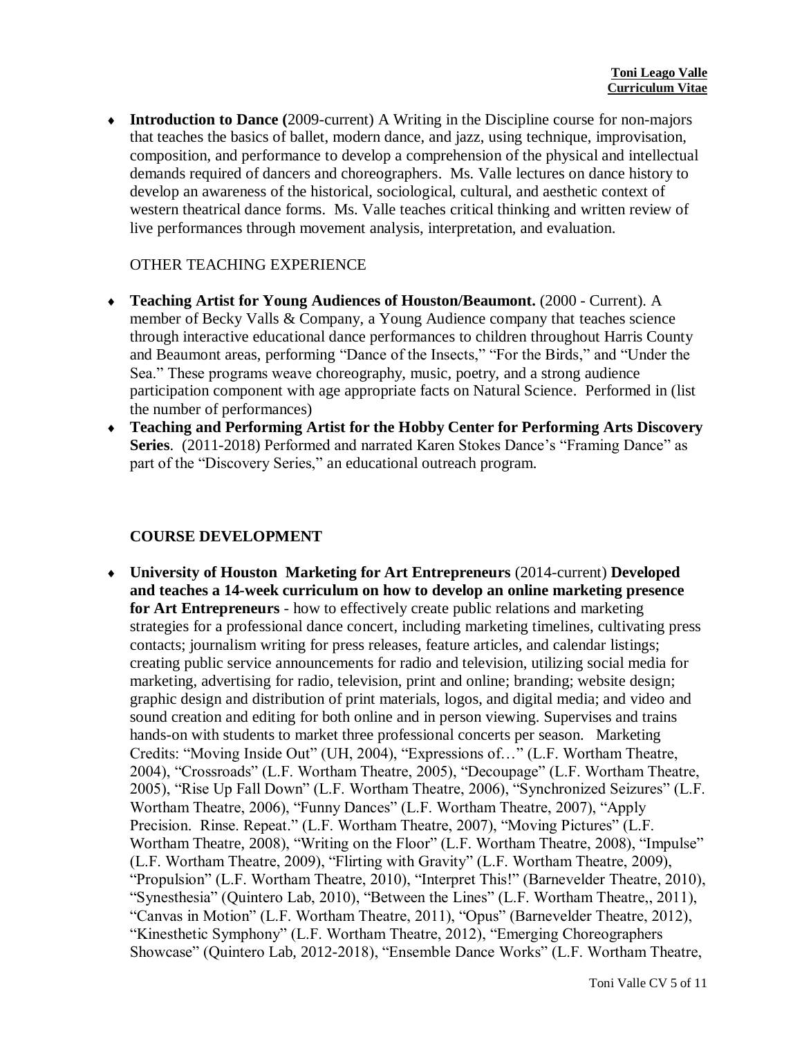- **Introduction to Dance (**2009-current) A Writing in the Discipline course for non-majors that teaches the basics of ballet, modern dance, and jazz, using technique, improvisation, composition, and performance to develop a comprehension of the physical and intellectual demands required of dancers and choreographers. Ms. Valle lectures on dance history to develop an awareness of the historical, sociological, cultural, and aesthetic context of western theatrical dance forms. Ms. Valle teaches critical thinking and written review of live performances through movement analysis, interpretation, and evaluation.

OTHER TEACHING EXPERIENCE

- **Teaching Artist for Young Audiences of Houston/Beaumont.** (2000 - Current). A member of Becky Valls & Company, a Young Audience company that teaches science through interactive educational dance performances to children throughout Harris County and Beaumont areas, performing "Dance of the Insects," "For the Birds," and "Under the Sea." These programs weave choreography, music, poetry, and a strong audience participation component with age appropriate facts on Natural Science. Performed in (list the number of performances)
- **Teaching and Performing Artist for the Hobby Center for Performing Arts Discovery Series**. (2011-2018) Performed and narrated Karen Stokes Dance's "Framing Dance" as part of the "Discovery Series," an educational outreach program.

## COURSE DEVELOPMENT

- **University of Houston Marketing for Art Entrepreneurs** (2014-current) **Developed and teaches a 14-week curriculum on how to develop an online marketing presence for Art Entrepreneurs** - how to effectively create public relations and marketing strategies for a professional dance concert, including marketing timelines, cultivating press contacts; journalism writing for press releases, feature articles, and calendar listings; creating public service announcements for radio and television, utilizing social media for marketing, advertising for radio, television, print and online; branding; website design; graphic design and distribution of print materials, logos, and digital media; and video and sound creation and editing for both online and in person viewing. Supervises and trains hands-on with students to market three professional concerts per season. Marketing Credits: "Moving Inside Out" (UH, 2004), "Expressions of…" (L.F. Wortham Theatre, 2004), "Crossroads" (L.F. Wortham Theatre, 2005), "Decoupage" (L.F. Wortham Theatre, 2005), "Rise Up Fall Down" (L.F. Wortham Theatre, 2006), "Synchronized Seizures" (L.F. Wortham Theatre, 2006), "Funny Dances" (L.F. Wortham Theatre, 2007), "Apply Precision. Rinse. Repeat." (L.F. Wortham Theatre, 2007), "Moving Pictures" (L.F. Wortham Theatre, 2008), "Writing on the Floor" (L.F. Wortham Theatre, 2008), "Impulse" (L.F. Wortham Theatre, 2009), "Flirting with Gravity" (L.F. Wortham Theatre, 2009), "Propulsion" (L.F. Wortham Theatre, 2010), "Interpret This!" (Barnevelder Theatre, 2010), "Synesthesia" (Quintero Lab, 2010), "Between the Lines" (L.F. Wortham Theatre,, 2011), "Canvas in Motion" (L.F. Wortham Theatre, 2011), "Opus" (Barnevelder Theatre, 2012), "Kinesthetic Symphony" (L.F. Wortham Theatre, 2012), "Emerging Choreographers Showcase" (Quintero Lab, 2012-2018), "Ensemble Dance Works" (L.F. Wortham Theatre,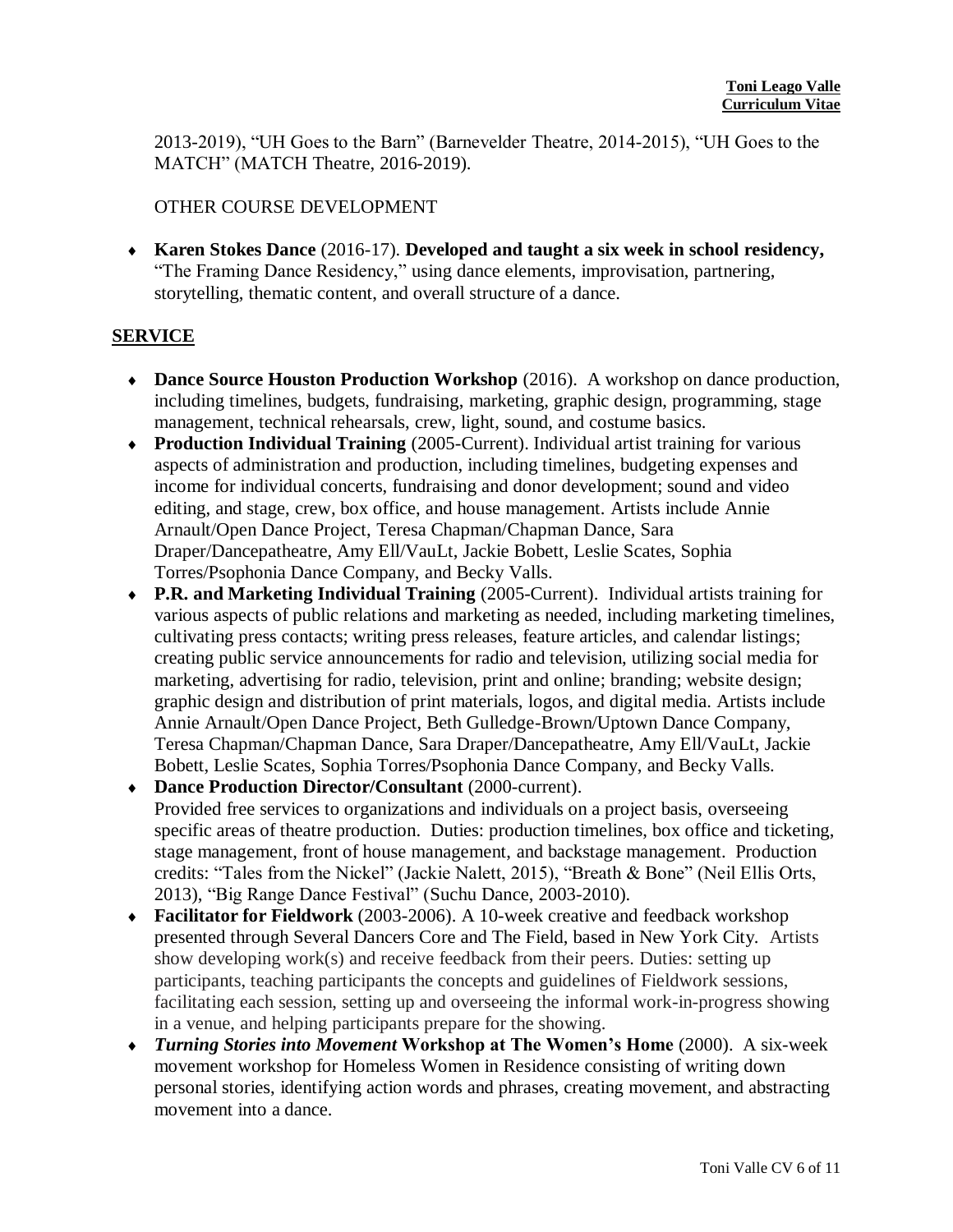2013-2019), "UH Goes to the Barn" (Barnevelder Theatre, 2014-2015), "UH Goes to the MATCH" (MATCH Theatre, 2016-2019).

OTHER COURSE DEVELOPMENT

- **Karen Stokes Dance** (2016-17). **Developed and taught a six week in school residency,** "The Framing Dance Residency," using dance elements, improvisation, partnering, storytelling, thematic content, and overall structure of a dance.

## SERVICE

- **Dance Source Houston Production Workshop** (2016). A workshop on dance production, including timelines, budgets, fundraising, marketing, graphic design, programming, stage management, technical rehearsals, crew, light, sound, and costume basics.
- **Production Individual Training** (2005-Current). Individual artist training for various aspects of administration and production, including timelines, budgeting expenses and income for individual concerts, fundraising and donor development; sound and video editing, and stage, crew, box office, and house management. Artists include Annie Arnault/Open Dance Project, Teresa Chapman/Chapman Dance, Sara Draper/Dancepatheatre, Amy Ell/VauLt, Jackie Bobett, Leslie Scates, Sophia Torres/Psophonia Dance Company, and Becky Valls.
- **P.R. and Marketing Individual Training** (2005-Current). Individual artists training for various aspects of public relations and marketing as needed, including marketing timelines, cultivating press contacts; writing press releases, feature articles, and calendar listings; creating public service announcements for radio and television, utilizing social media for marketing, advertising for radio, television, print and online; branding; website design; graphic design and distribution of print materials, logos, and digital media. Artists include Annie Arnault/Open Dance Project, Beth Gulledge-Brown/Uptown Dance Company, Teresa Chapman/Chapman Dance, Sara Draper/Dancepatheatre, Amy Ell/VauLt, Jackie Bobett, Leslie Scates, Sophia Torres/Psophonia Dance Company, and Becky Valls.
- **Dance Production Director/Consultant** (2000-current). Provided free services to organizations and individuals on a project basis, overseeing specific areas of theatre production. Duties: production timelines, box office and ticketing, stage management, front of house management, and backstage management. Production credits: "Tales from the Nickel" (Jackie Nalett, 2015), "Breath & Bone" (Neil Ellis Orts, 2013), "Big Range Dance Festival" (Suchu Dance, 2003-2010).
- **Facilitator for Fieldwork** (2003-2006). A 10-week creative and feedback workshop presented through Several Dancers Core and The Field, based in New York City. Artists show developing work(s) and receive feedback from their peers. Duties: setting up participants, teaching participants the concepts and guidelines of Fieldwork sessions, facilitating each session, setting up and overseeing the informal work-in-progress showing in a venue, and helping participants prepare for the showing.
- ***Turning Stories into Movement*** **Workshop at The Women's Home** (2000). A six-week movement workshop for Homeless Women in Residence consisting of writing down personal stories, identifying action words and phrases, creating movement, and abstracting movement into a dance.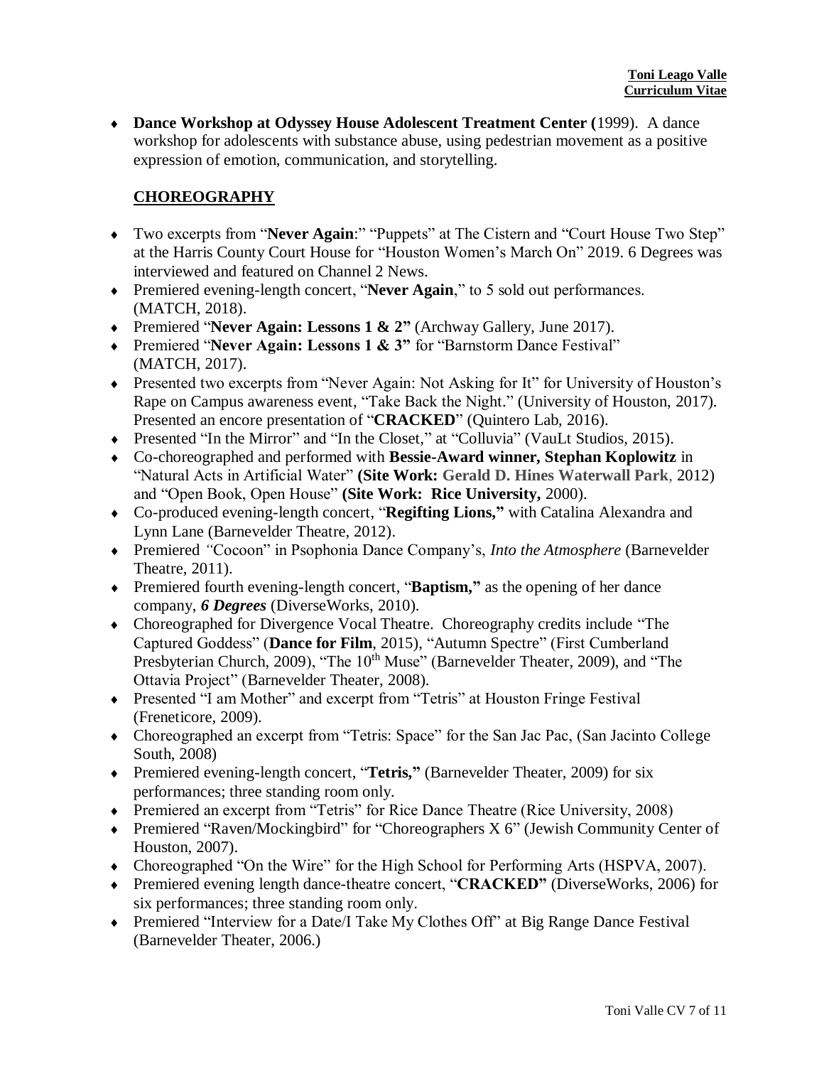- **Dance Workshop at Odyssey House Adolescent Treatment Center (**1999). A dance workshop for adolescents with substance abuse, using pedestrian movement as a positive expression of emotion, communication, and storytelling.

## CHOREOGRAPHY

- Two excerpts from "**Never Again**:" "Puppets" at The Cistern and "Court House Two Step" at the Harris County Court House for "Houston Women's March On" 2019. 6 Degrees was interviewed and featured on Channel 2 News.
- Premiered evening-length concert, "**Never Again**," to 5 sold out performances. (MATCH, 2018).
- Premiered "**Never Again: Lessons 1 & 2"** (Archway Gallery, June 2017).
- Premiered "**Never Again: Lessons 1 & 3"** for "Barnstorm Dance Festival" (MATCH, 2017).
- Presented two excerpts from "Never Again: Not Asking for It" for University of Houston's Rape on Campus awareness event, "Take Back the Night." (University of Houston, 2017). Presented an encore presentation of "**CRACKED**" (Quintero Lab, 2016).
- Presented "In the Mirror" and "In the Closet," at "Colluvia" (VauLt Studios, 2015).
- Co-choreographed and performed with **Bessie-Award winner, Stephan Koplowitz** in "Natural Acts in Artificial Water" **(Site Work: Gerald D. Hines Waterwall Park**, 2012) and "Open Book, Open House" **(Site Work: Rice University,** 2000).
- Co-produced evening-length concert, "**Regifting Lions,"** with Catalina Alexandra and Lynn Lane (Barnevelder Theatre, 2012).
- Premiered *"*Cocoon" in Psophonia Dance Company's, *Into the Atmosphere* (Barnevelder Theatre, 2011).
- Premiered fourth evening-length concert, "**Baptism,"** as the opening of her dance company, ***6 Degrees*** (DiverseWorks, 2010).
- Choreographed for Divergence Vocal Theatre. Choreography credits include "The Captured Goddess" (**Dance for Film**, 2015), "Autumn Spectre" (First Cumberland Presbyterian Church, 2009), "The 10th Muse" (Barnevelder Theater, 2009), and "The Ottavia Project" (Barnevelder Theater, 2008).
- Presented "I am Mother" and excerpt from "Tetris" at Houston Fringe Festival (Freneticore, 2009).
- Choreographed an excerpt from "Tetris: Space" for the San Jac Pac, (San Jacinto College South, 2008)
- Premiered evening-length concert, "**Tetris,"** (Barnevelder Theater, 2009) for six performances; three standing room only.
- Premiered an excerpt from "Tetris" for Rice Dance Theatre (Rice University, 2008)
- Premiered "Raven/Mockingbird" for "Choreographers X 6" (Jewish Community Center of Houston, 2007).
- Choreographed "On the Wire" for the High School for Performing Arts (HSPVA, 2007).
- Premiered evening length dance-theatre concert, "**CRACKED"** (DiverseWorks, 2006) for six performances; three standing room only.
- Premiered "Interview for a Date/I Take My Clothes Off" at Big Range Dance Festival (Barnevelder Theater, 2006.)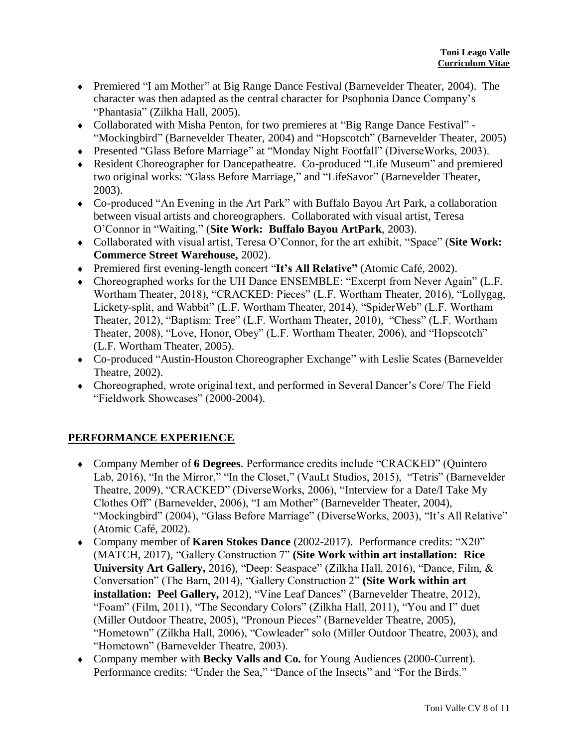- Premiered "I am Mother" at Big Range Dance Festival (Barnevelder Theater, 2004). The character was then adapted as the central character for Psophonia Dance Company's "Phantasia" (Zilkha Hall, 2005).
- Collaborated with Misha Penton, for two premieres at "Big Range Dance Festival" - "Mockingbird" (Barnevelder Theater, 2004) and "Hopscotch" (Barnevelder Theater, 2005)
- Presented "Glass Before Marriage" at "Monday Night Footfall" (DiverseWorks, 2003).
- Resident Choreographer for Dancepatheatre. Co-produced "Life Museum" and premiered two original works: "Glass Before Marriage," and "LifeSavor" (Barnevelder Theater, 2003).
- Co-produced "An Evening in the Art Park" with Buffalo Bayou Art Park, a collaboration between visual artists and choreographers. Collaborated with visual artist, Teresa O'Connor in "Waiting." (**Site Work: Buffalo Bayou ArtPark**, 2003).
- Collaborated with visual artist, Teresa O'Connor, for the art exhibit, "Space" (**Site Work: Commerce Street Warehouse,** 2002).
- Premiered first evening-length concert "**It's All Relative"** (Atomic Café, 2002).
- Choreographed works for the UH Dance ENSEMBLE: "Excerpt from Never Again" (L.F. Wortham Theater, 2018), "CRACKED: Pieces" (L.F. Wortham Theater, 2016), "Lollygag, Lickety-split, and Wabbit" (L.F. Wortham Theater, 2014), "SpiderWeb" (L.F. Wortham Theater, 2012), "Baptism: Tree" (L.F. Wortham Theater, 2010), "Chess" (L.F. Wortham Theater, 2008), "Love, Honor, Obey" (L.F. Wortham Theater, 2006), and "Hopscotch" (L.F. Wortham Theater, 2005).
- Co-produced "Austin-Houston Choreographer Exchange" with Leslie Scates (Barnevelder Theatre, 2002).
- Choreographed, wrote original text, and performed in Several Dancer's Core/ The Field "Fieldwork Showcases" (2000-2004).

## PERFORMANCE EXPERIENCE

- Company Member of **6 Degrees**. Performance credits include "CRACKED" (Quintero Lab, 2016), "In the Mirror," "In the Closet," (VauLt Studios, 2015), "Tetris" (Barnevelder Theatre, 2009), "CRACKED" (DiverseWorks, 2006), "Interview for a Date/I Take My Clothes Off" (Barnevelder, 2006), "I am Mother" (Barnevelder Theater, 2004), "Mockingbird" (2004), "Glass Before Marriage" (DiverseWorks, 2003), "It's All Relative" (Atomic Café, 2002).
- Company member of **Karen Stokes Dance** (2002-2017). Performance credits: "X20" (MATCH, 2017), "Gallery Construction 7" **(Site Work within art installation: Rice University Art Gallery,** 2016), "Deep: Seaspace" (Zilkha Hall, 2016), "Dance, Film, & Conversation" (The Barn, 2014), "Gallery Construction 2" **(Site Work within art installation: Peel Gallery,** 2012), "Vine Leaf Dances" (Barnevelder Theatre, 2012), "Foam" (Film, 2011), "The Secondary Colors" (Zilkha Hall, 2011), "You and I" duet (Miller Outdoor Theatre, 2005), "Pronoun Pieces" (Barnevelder Theatre, 2005), "Hometown" (Zilkha Hall, 2006), "Cowleader" solo (Miller Outdoor Theatre, 2003), and "Hometown" (Barnevelder Theatre, 2003).
- Company member with **Becky Valls and Co.** for Young Audiences (2000-Current). Performance credits: "Under the Sea," "Dance of the Insects" and "For the Birds."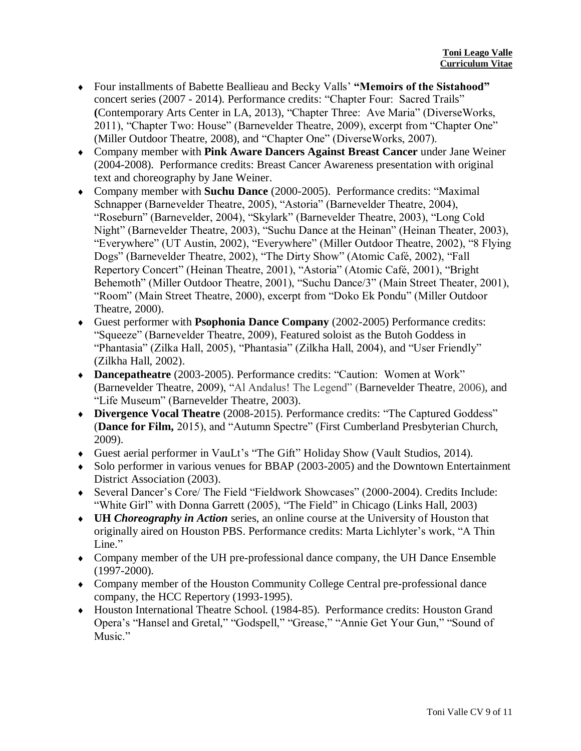- Four installments of Babette Beallieau and Becky Valls' **"Memoirs of the Sistahood"** concert series (2007 - 2014). Performance credits: "Chapter Four: Sacred Trails" **(**Contemporary Arts Center in LA, 2013), "Chapter Three: Ave Maria" (DiverseWorks, 2011), "Chapter Two: House" (Barnevelder Theatre, 2009), excerpt from "Chapter One" (Miller Outdoor Theatre, 2008), and "Chapter One" (DiverseWorks, 2007).
- Company member with **Pink Aware Dancers Against Breast Cancer** under Jane Weiner (2004-2008). Performance credits: Breast Cancer Awareness presentation with original text and choreography by Jane Weiner.
- Company member with **Suchu Dance** (2000-2005). Performance credits: "Maximal Schnapper (Barnevelder Theatre, 2005), "Astoria" (Barnevelder Theatre, 2004), "Roseburn" (Barnevelder, 2004), "Skylark" (Barnevelder Theatre, 2003), "Long Cold Night" (Barnevelder Theatre, 2003), "Suchu Dance at the Heinan" (Heinan Theater, 2003), "Everywhere" (UT Austin, 2002), "Everywhere" (Miller Outdoor Theatre, 2002), "8 Flying Dogs" (Barnevelder Theatre, 2002), "The Dirty Show" (Atomic Café, 2002), "Fall Repertory Concert" (Heinan Theatre, 2001), "Astoria" (Atomic Café, 2001), "Bright Behemoth" (Miller Outdoor Theatre, 2001), "Suchu Dance/3" (Main Street Theater, 2001), "Room" (Main Street Theatre, 2000), excerpt from "Doko Ek Pondu" (Miller Outdoor Theatre, 2000).
- Guest performer with **Psophonia Dance Company** (2002-2005) Performance credits: "Squeeze" (Barnevelder Theatre, 2009), Featured soloist as the Butoh Goddess in "Phantasia" (Zilka Hall, 2005), "Phantasia" (Zilkha Hall, 2004), and "User Friendly" (Zilkha Hall, 2002).
- **Dancepatheatre** (2003-2005). Performance credits: "Caution: Women at Work" (Barnevelder Theatre, 2009), "Al Andalus! The Legend" (Barnevelder Theatre, 2006), and "Life Museum" (Barnevelder Theatre, 2003).
- **Divergence Vocal Theatre** (2008-2015). Performance credits: "The Captured Goddess" (**Dance for Film,** 2015), and "Autumn Spectre" (First Cumberland Presbyterian Church, 2009).
- Guest aerial performer in VauLt's "The Gift" Holiday Show (Vault Studios, 2014).
- Solo performer in various venues for BBAP (2003-2005) and the Downtown Entertainment District Association (2003).
- Several Dancer's Core/ The Field "Fieldwork Showcases" (2000-2004). Credits Include: "White Girl" with Donna Garrett (2005), "The Field" in Chicago (Links Hall, 2003)
- **UH *Choreography in Action*** series, an online course at the University of Houston that originally aired on Houston PBS. Performance credits: Marta Lichlyter's work, "A Thin Line."
- Company member of the UH pre-professional dance company, the UH Dance Ensemble (1997-2000).
- Company member of the Houston Community College Central pre-professional dance company, the HCC Repertory (1993-1995).
- Houston International Theatre School. (1984-85). Performance credits: Houston Grand Opera's "Hansel and Gretal," "Godspell," "Grease," "Annie Get Your Gun," "Sound of Music."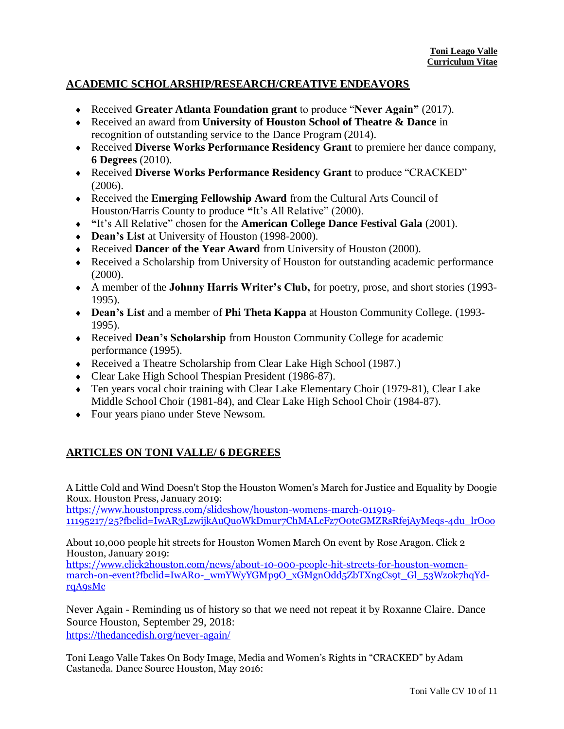## ACADEMIC SCHOLARSHIP/RESEARCH/CREATIVE ENDEAVORS

- Received **Greater Atlanta Foundation grant** to produce "**Never Again"** (2017).
- Received an award from **University of Houston School of Theatre & Dance** in recognition of outstanding service to the Dance Program (2014).
- Received **Diverse Works Performance Residency Grant** to premiere her dance company, **6 Degrees** (2010).
- Received **Diverse Works Performance Residency Grant** to produce "CRACKED" (2006).
- Received the **Emerging Fellowship Award** from the Cultural Arts Council of Houston/Harris County to produce **"**It's All Relative" (2000).
- **"**It's All Relative" chosen for the **American College Dance Festival Gala** (2001).
- **Dean's List** at University of Houston (1998-2000).
- Received **Dancer of the Year Award** from University of Houston (2000).
- Received a Scholarship from University of Houston for outstanding academic performance (2000).
- A member of the **Johnny Harris Writer's Club,** for poetry, prose, and short stories (1993-1995).
- **Dean's List** and a member of **Phi Theta Kappa** at Houston Community College. (1993-1995).
- Received **Dean's Scholarship** from Houston Community College for academic performance (1995).
- Received a Theatre Scholarship from Clear Lake High School (1987.)
- Clear Lake High School Thespian President (1986-87).
- Ten years vocal choir training with Clear Lake Elementary Choir (1979-81), Clear Lake Middle School Choir (1981-84), and Clear Lake High School Choir (1984-87).
- Four years piano under Steve Newsom.

## ARTICLES ON TONI VALLE/ 6 DEGREES

A Little Cold and Wind Doesn't Stop the Houston Women's March for Justice and Equality by Doogie Roux. Houston Press, January 2019:
https://www.houstonpress.com/slideshow/houston-womens-march-011919-11195217/25?fbclid=IwAR3LzwijkAuQuoWkDmur7ChMALcFz7O0tcGMZRsRfejAyMeqs-4du_lrOoo

About 10,000 people hit streets for Houston Women March On event by Rose Aragon. Click 2 Houston, January 2019:
https://www.click2houston.com/news/about-10-000-people-hit-streets-for-houston-women-march-on-event?fbclid=IwAR0-_wmYWyYGMp9O_xGMgnOdd5ZbTXngCs9t_Gl_53Wz0k7hqYd-rqA9sMc

Never Again - Reminding us of history so that we need not repeat it by Roxanne Claire. Dance Source Houston, September 29, 2018:
https://thedancedish.org/never-again/

Toni Leago Valle Takes On Body Image, Media and Women's Rights in "CRACKED" by Adam Castaneda. Dance Source Houston, May 2016: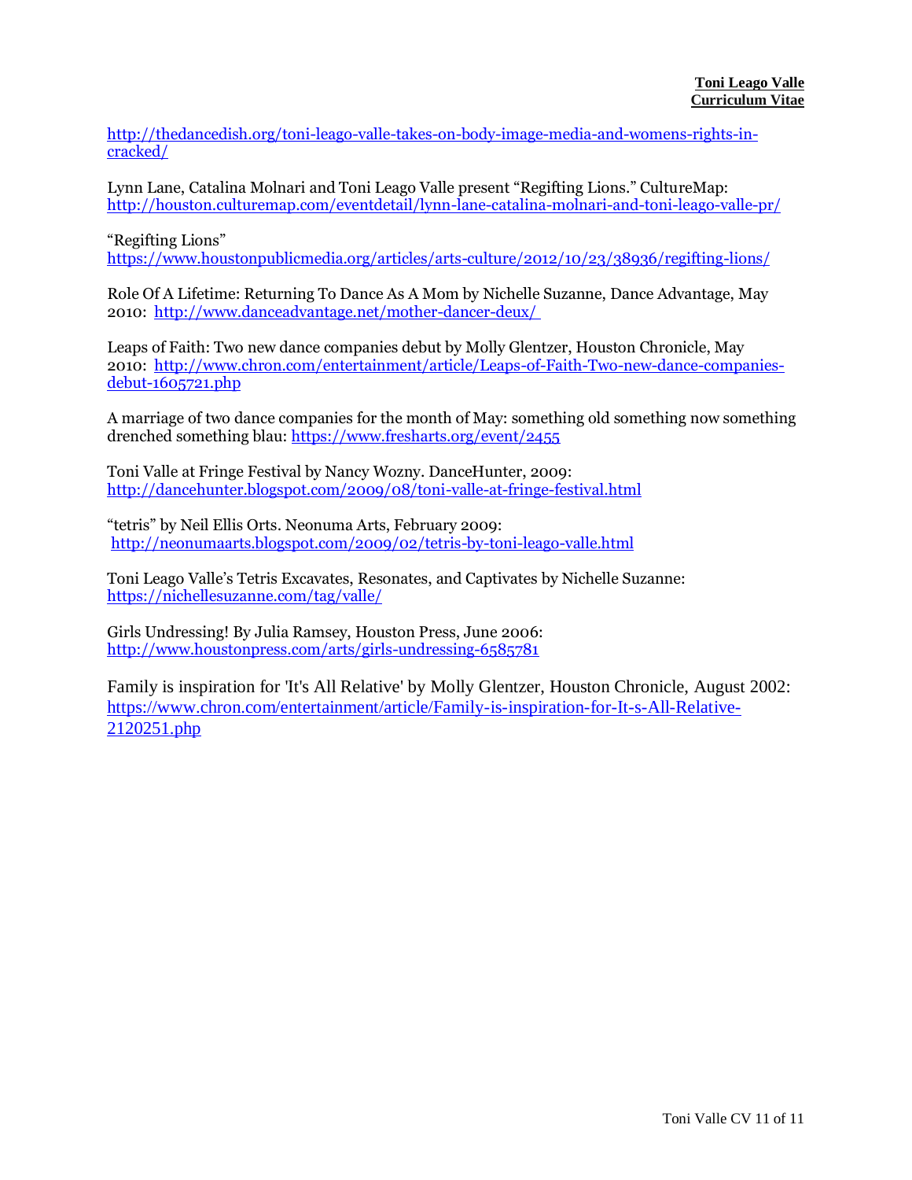http://thedancedish.org/toni-leago-valle-takes-on-body-image-media-and-womens-rights-in-cracked/

Lynn Lane, Catalina Molnari and Toni Leago Valle present "Regifting Lions." CultureMap: http://houston.culturemap.com/eventdetail/lynn-lane-catalina-molnari-and-toni-leago-valle-pr/

"Regifting Lions"
https://www.houstonpublicmedia.org/articles/arts-culture/2012/10/23/38936/regifting-lions/

Role Of A Lifetime: Returning To Dance As A Mom by Nichelle Suzanne, Dance Advantage, May 2010: http://www.danceadvantage.net/mother-dancer-deux/

Leaps of Faith: Two new dance companies debut by Molly Glentzer, Houston Chronicle, May 2010: http://www.chron.com/entertainment/article/Leaps-of-Faith-Two-new-dance-companies-debut-1605721.php

A marriage of two dance companies for the month of May: something old something now something drenched something blau: https://www.fresharts.org/event/2455

Toni Valle at Fringe Festival by Nancy Wozny. DanceHunter, 2009: http://dancehunter.blogspot.com/2009/08/toni-valle-at-fringe-festival.html

"tetris" by Neil Ellis Orts. Neonuma Arts, February 2009: http://neonumaarts.blogspot.com/2009/02/tetris-by-toni-leago-valle.html

Toni Leago Valle's Tetris Excavates, Resonates, and Captivates by Nichelle Suzanne: https://nichellesuzanne.com/tag/valle/

Girls Undressing! By Julia Ramsey, Houston Press, June 2006: http://www.houstonpress.com/arts/girls-undressing-6585781

Family is inspiration for 'It's All Relative' by Molly Glentzer, Houston Chronicle, August 2002: https://www.chron.com/entertainment/article/Family-is-inspiration-for-It-s-All-Relative-2120251.php